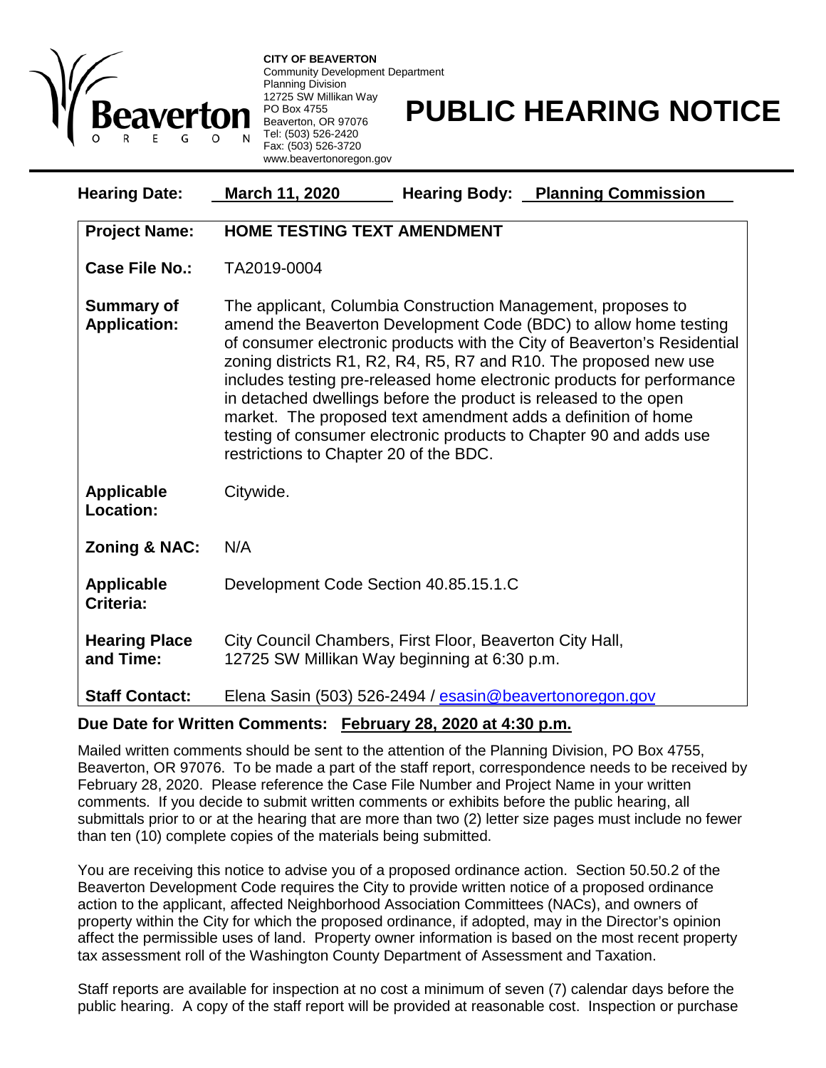**CITY OF BEAVERTON**
Community Development Department
Planning Division
12725 SW Millikan Way
PO Box 4755
Beaverton, OR 97076
Tel: (503) 526-2420
Fax: (503) 526-3720
www.beavertonoregon.gov

# PUBLIC HEARING NOTICE

**Hearing Date:** **March 11, 2020** **Hearing Body:** **Planning Commission**

| | |
|---|---|
| **Project Name:** | **HOME TESTING TEXT AMENDMENT** |
| **Case File No.:** | TA2019-0004 |
| **Summary of Application:** | The applicant, Columbia Construction Management, proposes to amend the Beaverton Development Code (BDC) to allow home testing of consumer electronic products with the City of Beaverton's Residential zoning districts R1, R2, R4, R5, R7 and R10. The proposed new use includes testing pre-released home electronic products for performance in detached dwellings before the product is released to the open market. The proposed text amendment adds a definition of home testing of consumer electronic products to Chapter 90 and adds use restrictions to Chapter 20 of the BDC. |
| **Applicable Location:** | Citywide. |
| **Zoning & NAC:** | N/A |
| **Applicable Criteria:** | Development Code Section 40.85.15.1.C |
| **Hearing Place and Time:** | City Council Chambers, First Floor, Beaverton City Hall, 12725 SW Millikan Way beginning at 6:30 p.m. |
| **Staff Contact:** | Elena Sasin (503) 526-2494 / esasin@beavertonoregon.gov |

**Due Date for Written Comments:** **February 28, 2020 at 4:30 p.m.**

Mailed written comments should be sent to the attention of the Planning Division, PO Box 4755, Beaverton, OR 97076. To be made a part of the staff report, correspondence needs to be received by February 28, 2020. Please reference the Case File Number and Project Name in your written comments. If you decide to submit written comments or exhibits before the public hearing, all submittals prior to or at the hearing that are more than two (2) letter size pages must include no fewer than ten (10) complete copies of the materials being submitted.

You are receiving this notice to advise you of a proposed ordinance action. Section 50.50.2 of the Beaverton Development Code requires the City to provide written notice of a proposed ordinance action to the applicant, affected Neighborhood Association Committees (NACs), and owners of property within the City for which the proposed ordinance, if adopted, may in the Director's opinion affect the permissible uses of land. Property owner information is based on the most recent property tax assessment roll of the Washington County Department of Assessment and Taxation.

Staff reports are available for inspection at no cost a minimum of seven (7) calendar days before the public hearing. A copy of the staff report will be provided at reasonable cost. Inspection or purchase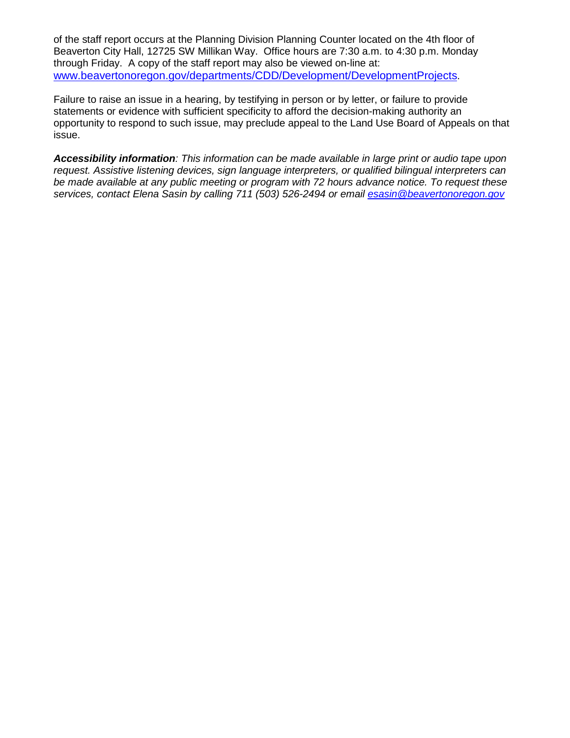of the staff report occurs at the Planning Division Planning Counter located on the 4th floor of Beaverton City Hall, 12725 SW Millikan Way. Office hours are 7:30 a.m. to 4:30 p.m. Monday through Friday. A copy of the staff report may also be viewed on-line at: www.beavertonoregon.gov/departments/CDD/Development/DevelopmentProjects.

Failure to raise an issue in a hearing, by testifying in person or by letter, or failure to provide statements or evidence with sufficient specificity to afford the decision-making authority an opportunity to respond to such issue, may preclude appeal to the Land Use Board of Appeals on that issue.

***Accessibility information****: This information can be made available in large print or audio tape upon request. Assistive listening devices, sign language interpreters, or qualified bilingual interpreters can be made available at any public meeting or program with 72 hours advance notice. To request these services, contact Elena Sasin by calling 711 (503) 526-2494 or email esasin@beavertonoregon.gov*